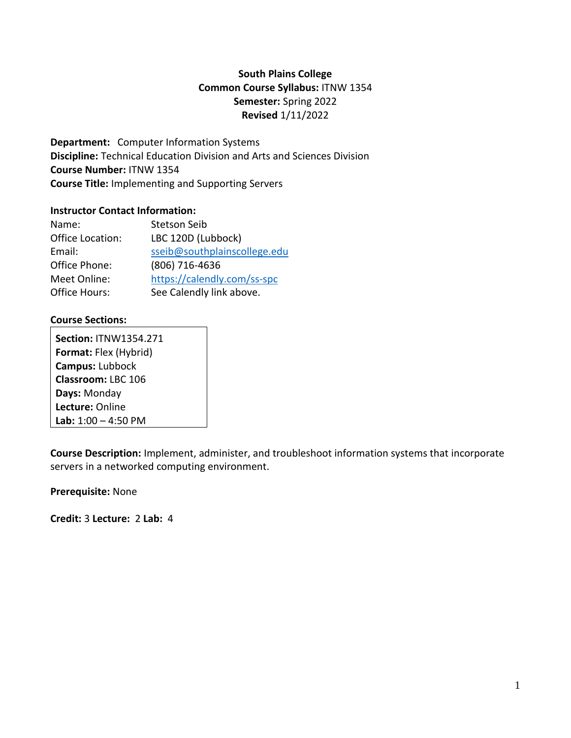**South Plains College**
**Common Course Syllabus:** ITNW 1354
**Semester:** Spring 2022
**Revised** 1/11/2022

**Department:** Computer Information Systems
**Discipline:** Technical Education Division and Arts and Sciences Division
**Course Number:** ITNW 1354
**Course Title:** Implementing and Supporting Servers

**Instructor Contact Information:**

| | |
|---|---|
| Name: | Stetson Seib |
| Office Location: | LBC 120D (Lubbock) |
| Email: | sseib@southplainscollege.edu |
| Office Phone: | (806) 716-4636 |
| Meet Online: | https://calendly.com/ss-spc |
| Office Hours: | See Calendly link above. |

**Course Sections:**

**Section:** ITNW1354.271
**Format:** Flex (Hybrid)
**Campus:** Lubbock
**Classroom:** LBC 106
**Days:** Monday
**Lecture:** Online
**Lab:** 1:00 – 4:50 PM

**Course Description:** Implement, administer, and troubleshoot information systems that incorporate servers in a networked computing environment.

**Prerequisite:** None

**Credit:** 3 **Lecture:** 2 **Lab:** 4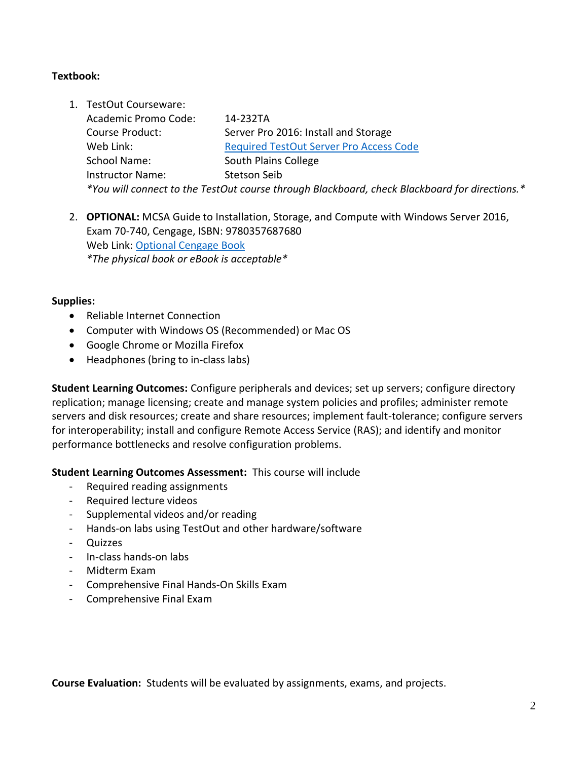**Textbook:**

1. TestOut Courseware:

   Academic Promo Code: 14-232TA
   Course Product: Server Pro 2016: Install and Storage
   Web Link: [Required TestOut Server Pro Access Code]
   School Name: South Plains College
   Instructor Name: Stetson Seib

   *You will connect to the TestOut course through Blackboard, check Blackboard for directions.*

2. **OPTIONAL:** MCSA Guide to Installation, Storage, and Compute with Windows Server 2016, Exam 70-740, Cengage, ISBN: 9780357687680
   Web Link: [Optional Cengage Book]
   *The physical book or eBook is acceptable*

**Supplies:**

- Reliable Internet Connection
- Computer with Windows OS (Recommended) or Mac OS
- Google Chrome or Mozilla Firefox
- Headphones (bring to in-class labs)

**Student Learning Outcomes:** Configure peripherals and devices; set up servers; configure directory replication; manage licensing; create and manage system policies and profiles; administer remote servers and disk resources; create and share resources; implement fault-tolerance; configure servers for interoperability; install and configure Remote Access Service (RAS); and identify and monitor performance bottlenecks and resolve configuration problems.

**Student Learning Outcomes Assessment:** This course will include

- Required reading assignments
- Required lecture videos
- Supplemental videos and/or reading
- Hands-on labs using TestOut and other hardware/software
- Quizzes
- In-class hands-on labs
- Midterm Exam
- Comprehensive Final Hands-On Skills Exam
- Comprehensive Final Exam

**Course Evaluation:** Students will be evaluated by assignments, exams, and projects.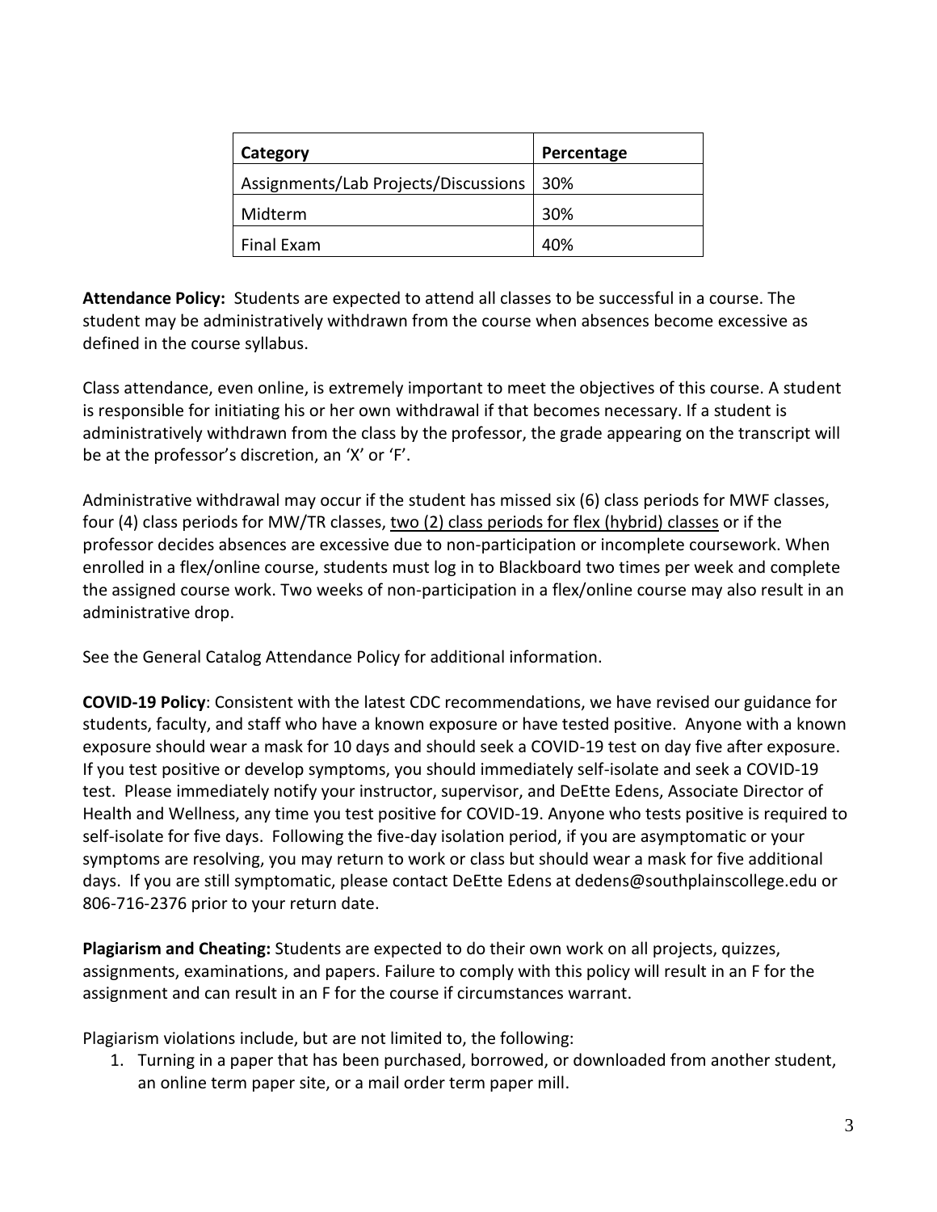| Category | Percentage |
| --- | --- |
| Assignments/Lab Projects/Discussions | 30% |
| Midterm | 30% |
| Final Exam | 40% |

**Attendance Policy:** Students are expected to attend all classes to be successful in a course. The student may be administratively withdrawn from the course when absences become excessive as defined in the course syllabus.

Class attendance, even online, is extremely important to meet the objectives of this course. A student is responsible for initiating his or her own withdrawal if that becomes necessary. If a student is administratively withdrawn from the class by the professor, the grade appearing on the transcript will be at the professor's discretion, an 'X' or 'F'.

Administrative withdrawal may occur if the student has missed six (6) class periods for MWF classes, four (4) class periods for MW/TR classes, <u>two (2) class periods for flex (hybrid) classes</u> or if the professor decides absences are excessive due to non-participation or incomplete coursework. When enrolled in a flex/online course, students must log in to Blackboard two times per week and complete the assigned course work. Two weeks of non-participation in a flex/online course may also result in an administrative drop.

See the General Catalog Attendance Policy for additional information.

**COVID-19 Policy**: Consistent with the latest CDC recommendations, we have revised our guidance for students, faculty, and staff who have a known exposure or have tested positive. Anyone with a known exposure should wear a mask for 10 days and should seek a COVID-19 test on day five after exposure. If you test positive or develop symptoms, you should immediately self-isolate and seek a COVID-19 test. Please immediately notify your instructor, supervisor, and DeEtte Edens, Associate Director of Health and Wellness, any time you test positive for COVID-19. Anyone who tests positive is required to self-isolate for five days. Following the five-day isolation period, if you are asymptomatic or your symptoms are resolving, you may return to work or class but should wear a mask for five additional days. If you are still symptomatic, please contact DeEtte Edens at dedens@southplainscollege.edu or 806-716-2376 prior to your return date.

**Plagiarism and Cheating:** Students are expected to do their own work on all projects, quizzes, assignments, examinations, and papers. Failure to comply with this policy will result in an F for the assignment and can result in an F for the course if circumstances warrant.

Plagiarism violations include, but are not limited to, the following:

1. Turning in a paper that has been purchased, borrowed, or downloaded from another student, an online term paper site, or a mail order term paper mill.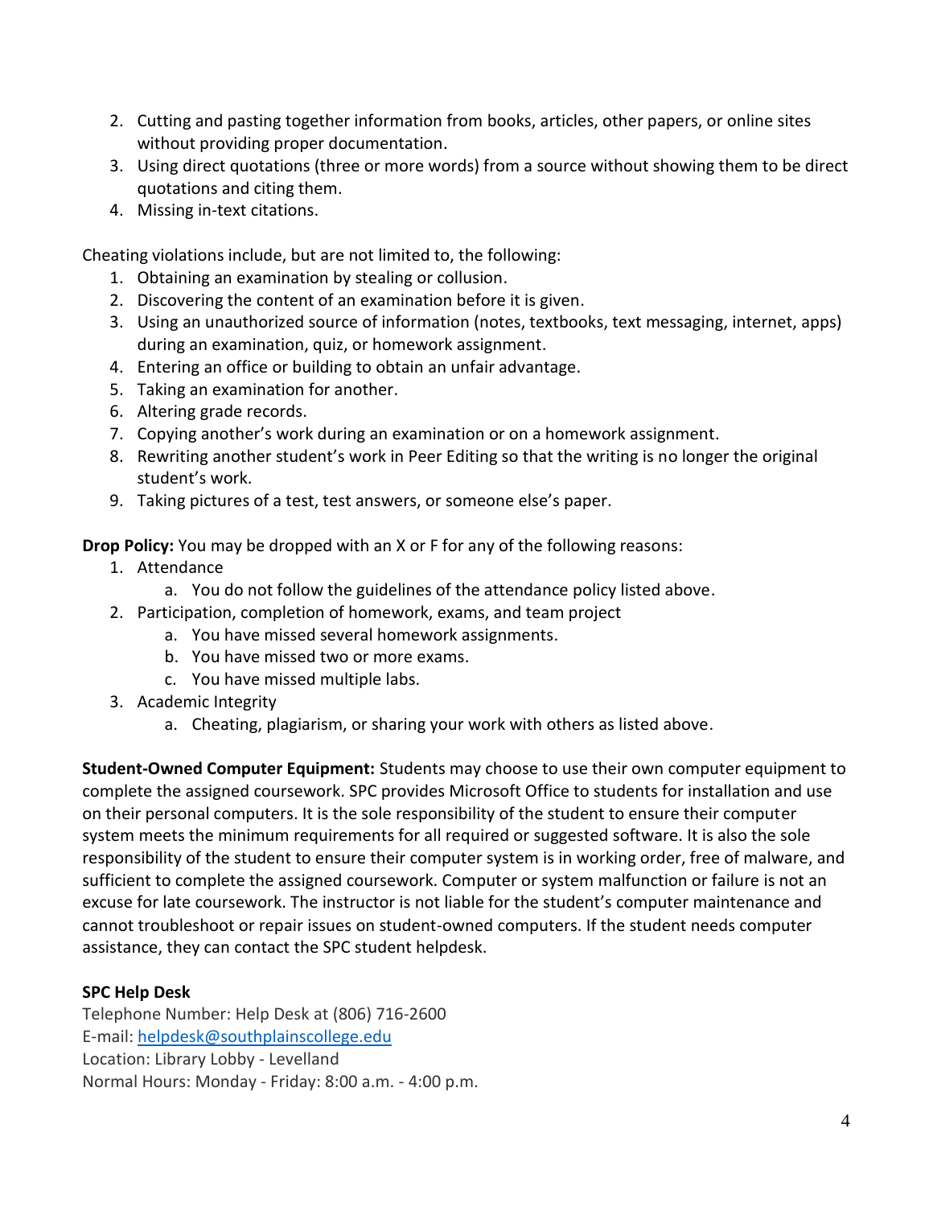2. Cutting and pasting together information from books, articles, other papers, or online sites without providing proper documentation.
3. Using direct quotations (three or more words) from a source without showing them to be direct quotations and citing them.
4. Missing in-text citations.

Cheating violations include, but are not limited to, the following:

1. Obtaining an examination by stealing or collusion.
2. Discovering the content of an examination before it is given.
3. Using an unauthorized source of information (notes, textbooks, text messaging, internet, apps) during an examination, quiz, or homework assignment.
4. Entering an office or building to obtain an unfair advantage.
5. Taking an examination for another.
6. Altering grade records.
7. Copying another's work during an examination or on a homework assignment.
8. Rewriting another student's work in Peer Editing so that the writing is no longer the original student's work.
9. Taking pictures of a test, test answers, or someone else's paper.

**Drop Policy:** You may be dropped with an X or F for any of the following reasons:

1. Attendance
   a. You do not follow the guidelines of the attendance policy listed above.
2. Participation, completion of homework, exams, and team project
   a. You have missed several homework assignments.
   b. You have missed two or more exams.
   c. You have missed multiple labs.
3. Academic Integrity
   a. Cheating, plagiarism, or sharing your work with others as listed above.

**Student-Owned Computer Equipment:** Students may choose to use their own computer equipment to complete the assigned coursework. SPC provides Microsoft Office to students for installation and use on their personal computers. It is the sole responsibility of the student to ensure their computer system meets the minimum requirements for all required or suggested software. It is also the sole responsibility of the student to ensure their computer system is in working order, free of malware, and sufficient to complete the assigned coursework. Computer or system malfunction or failure is not an excuse for late coursework. The instructor is not liable for the student's computer maintenance and cannot troubleshoot or repair issues on student-owned computers. If the student needs computer assistance, they can contact the SPC student helpdesk.

**SPC Help Desk**
Telephone Number: Help Desk at (806) 716-2600
E-mail: helpdesk@southplainscollege.edu
Location: Library Lobby - Levelland
Normal Hours: Monday - Friday: 8:00 a.m. - 4:00 p.m.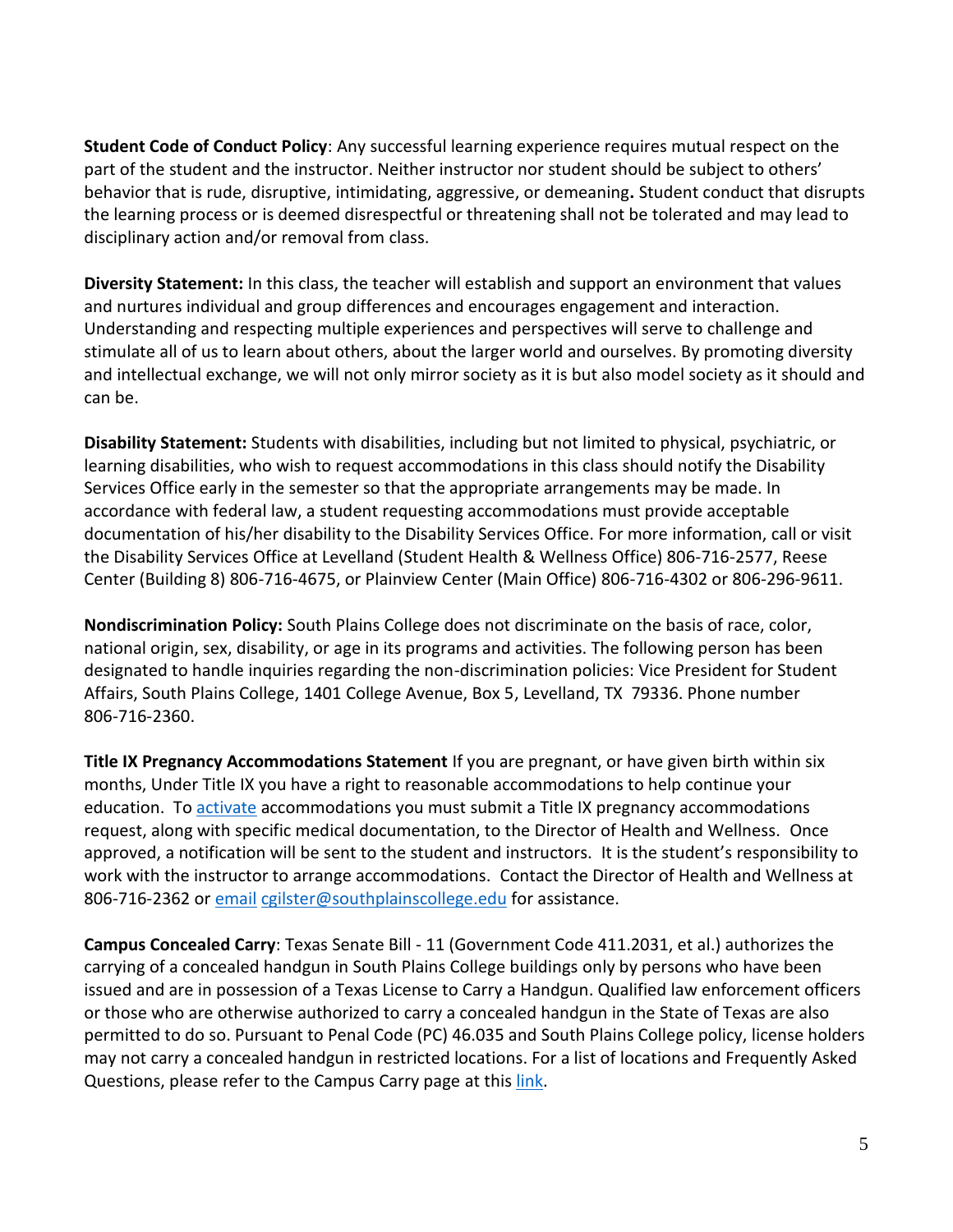**Student Code of Conduct Policy**: Any successful learning experience requires mutual respect on the part of the student and the instructor. Neither instructor nor student should be subject to others' behavior that is rude, disruptive, intimidating, aggressive, or demeaning**.** Student conduct that disrupts the learning process or is deemed disrespectful or threatening shall not be tolerated and may lead to disciplinary action and/or removal from class.

**Diversity Statement:** In this class, the teacher will establish and support an environment that values and nurtures individual and group differences and encourages engagement and interaction. Understanding and respecting multiple experiences and perspectives will serve to challenge and stimulate all of us to learn about others, about the larger world and ourselves. By promoting diversity and intellectual exchange, we will not only mirror society as it is but also model society as it should and can be.

**Disability Statement:** Students with disabilities, including but not limited to physical, psychiatric, or learning disabilities, who wish to request accommodations in this class should notify the Disability Services Office early in the semester so that the appropriate arrangements may be made. In accordance with federal law, a student requesting accommodations must provide acceptable documentation of his/her disability to the Disability Services Office. For more information, call or visit the Disability Services Office at Levelland (Student Health & Wellness Office) 806-716-2577, Reese Center (Building 8) 806-716-4675, or Plainview Center (Main Office) 806-716-4302 or 806-296-9611.

**Nondiscrimination Policy:** South Plains College does not discriminate on the basis of race, color, national origin, sex, disability, or age in its programs and activities. The following person has been designated to handle inquiries regarding the non-discrimination policies: Vice President for Student Affairs, South Plains College, 1401 College Avenue, Box 5, Levelland, TX 79336. Phone number 806-716-2360.

**Title IX Pregnancy Accommodations Statement** If you are pregnant, or have given birth within six months, Under Title IX you have a right to reasonable accommodations to help continue your education. To activate accommodations you must submit a Title IX pregnancy accommodations request, along with specific medical documentation, to the Director of Health and Wellness. Once approved, a notification will be sent to the student and instructors. It is the student's responsibility to work with the instructor to arrange accommodations. Contact the Director of Health and Wellness at 806-716-2362 or email cgilster@southplainscollege.edu for assistance.

**Campus Concealed Carry**: Texas Senate Bill - 11 (Government Code 411.2031, et al.) authorizes the carrying of a concealed handgun in South Plains College buildings only by persons who have been issued and are in possession of a Texas License to Carry a Handgun. Qualified law enforcement officers or those who are otherwise authorized to carry a concealed handgun in the State of Texas are also permitted to do so. Pursuant to Penal Code (PC) 46.035 and South Plains College policy, license holders may not carry a concealed handgun in restricted locations. For a list of locations and Frequently Asked Questions, please refer to the Campus Carry page at this link.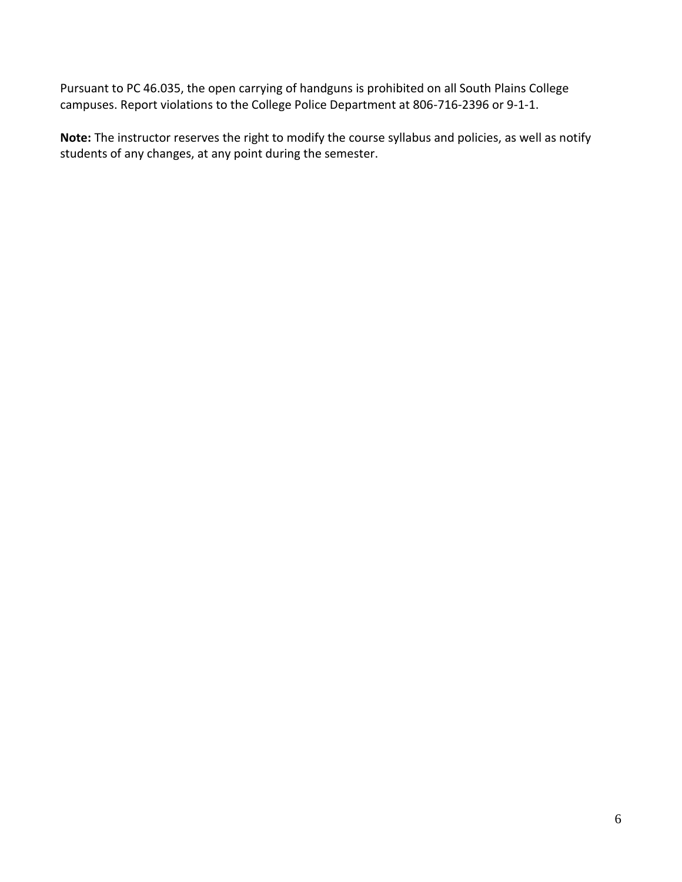Pursuant to PC 46.035, the open carrying of handguns is prohibited on all South Plains College campuses. Report violations to the College Police Department at 806-716-2396 or 9-1-1.

**Note:** The instructor reserves the right to modify the course syllabus and policies, as well as notify students of any changes, at any point during the semester.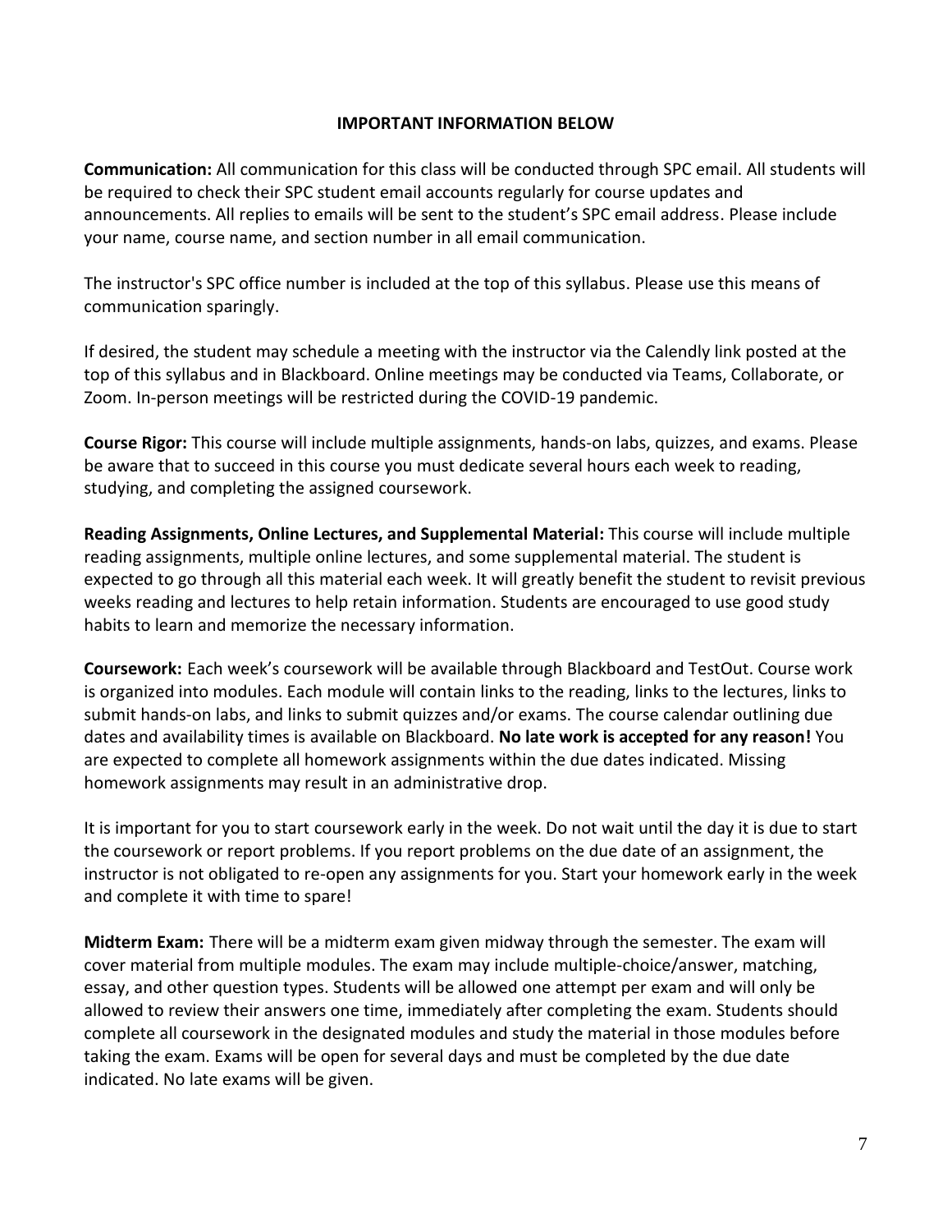## IMPORTANT INFORMATION BELOW

**Communication:** All communication for this class will be conducted through SPC email. All students will be required to check their SPC student email accounts regularly for course updates and announcements. All replies to emails will be sent to the student's SPC email address. Please include your name, course name, and section number in all email communication.

The instructor's SPC office number is included at the top of this syllabus. Please use this means of communication sparingly.

If desired, the student may schedule a meeting with the instructor via the Calendly link posted at the top of this syllabus and in Blackboard. Online meetings may be conducted via Teams, Collaborate, or Zoom. In-person meetings will be restricted during the COVID-19 pandemic.

**Course Rigor:** This course will include multiple assignments, hands-on labs, quizzes, and exams. Please be aware that to succeed in this course you must dedicate several hours each week to reading, studying, and completing the assigned coursework.

**Reading Assignments, Online Lectures, and Supplemental Material:** This course will include multiple reading assignments, multiple online lectures, and some supplemental material. The student is expected to go through all this material each week. It will greatly benefit the student to revisit previous weeks reading and lectures to help retain information. Students are encouraged to use good study habits to learn and memorize the necessary information.

**Coursework:** Each week's coursework will be available through Blackboard and TestOut. Course work is organized into modules. Each module will contain links to the reading, links to the lectures, links to submit hands-on labs, and links to submit quizzes and/or exams. The course calendar outlining due dates and availability times is available on Blackboard. **No late work is accepted for any reason!** You are expected to complete all homework assignments within the due dates indicated. Missing homework assignments may result in an administrative drop.

It is important for you to start coursework early in the week. Do not wait until the day it is due to start the coursework or report problems. If you report problems on the due date of an assignment, the instructor is not obligated to re-open any assignments for you. Start your homework early in the week and complete it with time to spare!

**Midterm Exam:** There will be a midterm exam given midway through the semester. The exam will cover material from multiple modules. The exam may include multiple-choice/answer, matching, essay, and other question types. Students will be allowed one attempt per exam and will only be allowed to review their answers one time, immediately after completing the exam. Students should complete all coursework in the designated modules and study the material in those modules before taking the exam. Exams will be open for several days and must be completed by the due date indicated. No late exams will be given.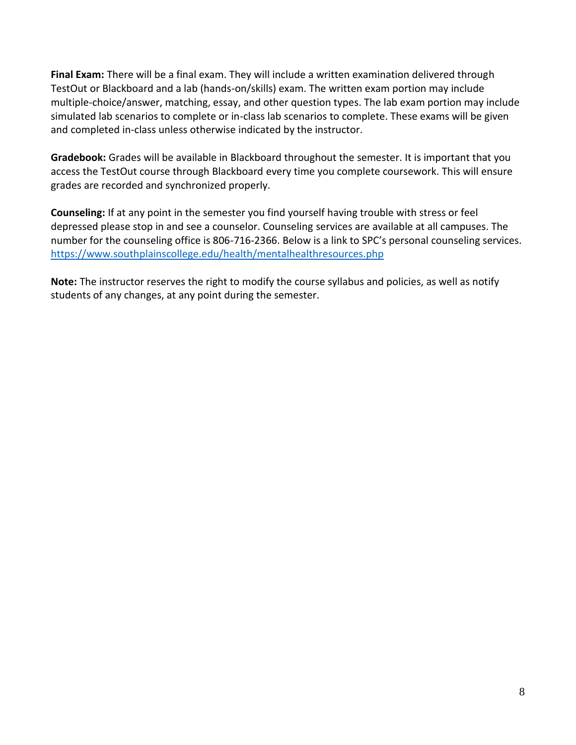**Final Exam:** There will be a final exam. They will include a written examination delivered through TestOut or Blackboard and a lab (hands-on/skills) exam. The written exam portion may include multiple-choice/answer, matching, essay, and other question types. The lab exam portion may include simulated lab scenarios to complete or in-class lab scenarios to complete. These exams will be given and completed in-class unless otherwise indicated by the instructor.

**Gradebook:** Grades will be available in Blackboard throughout the semester. It is important that you access the TestOut course through Blackboard every time you complete coursework. This will ensure grades are recorded and synchronized properly.

**Counseling:** If at any point in the semester you find yourself having trouble with stress or feel depressed please stop in and see a counselor. Counseling services are available at all campuses. The number for the counseling office is 806-716-2366. Below is a link to SPC's personal counseling services. https://www.southplainscollege.edu/health/mentalhealthresources.php

**Note:** The instructor reserves the right to modify the course syllabus and policies, as well as notify students of any changes, at any point during the semester.